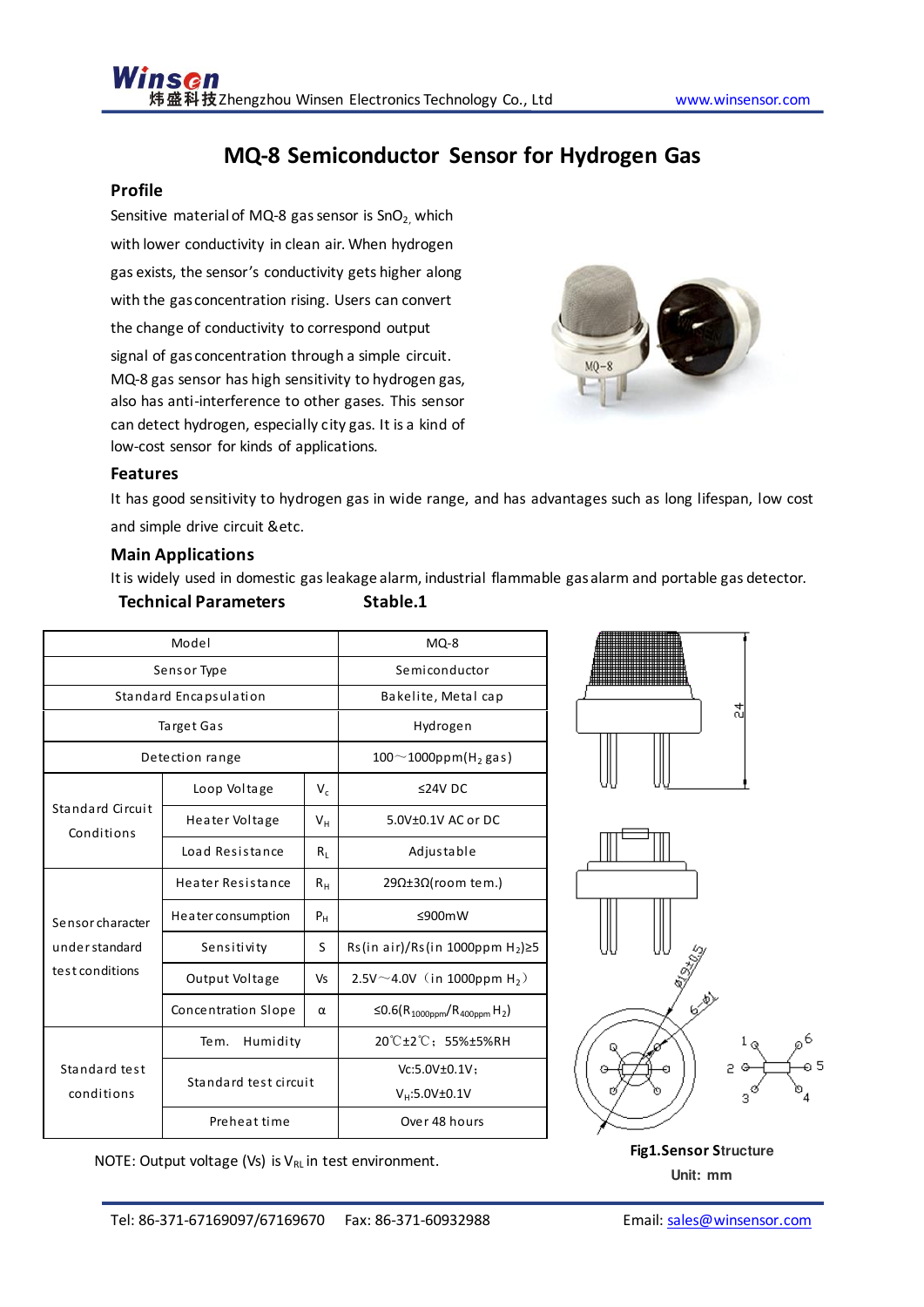# MQ-8 Semiconductor Sensor for Hydrogen Gas

## Profile

Sensitive material of MQ-8 gas sensor is $SnO_2$, which with lower conductivity in clean air. When hydrogen gas exists, the sensor's conductivity gets higher along with the gas concentration rising. Users can convert the change of conductivity to correspond output signal of gas concentration through a simple circuit. MQ-8 gas sensor has high sensitivity to hydrogen gas, also has anti-interference to other gases. This sensor can detect hydrogen, especially city gas. It is a kind of low-cost sensor for kinds of applications.

## Features

It has good sensitivity to hydrogen gas in wide range, and has advantages such as long lifespan, low cost and simple drive circuit &etc.

## Main Applications

It is widely used in domestic gas leakage alarm, industrial flammable gas alarm and portable gas detector.

## Technical Parameters Stable.1

| Model | | | MQ-8 |
|---|---|---|---|
| Sensor Type | | | Semiconductor |
| Standard Encapsulation | | | Bakelite, Metal cap |
| Target Gas | | | Hydrogen |
| Detection range | | | 100～1000ppm($H_2$ gas) |
| Standard Circuit Conditions | Loop Voltage | $V_c$ | ≤24V DC |
| | Heater Voltage | $V_H$ | 5.0V±0.1V AC or DC |
| | Load Resistance | $R_L$ | Adjustable |
| Sensor character under standard test conditions | Heater Resistance | $R_H$ | 29Ω±3Ω(room tem.) |
| | Heater consumption | $P_H$ | ≤900mW |
| | Sensitivity | S | Rs(in air)/Rs(in 1000ppm $H_2$)≥5 |
| | Output Voltage | Vs | 2.5V～4.0V（in 1000ppm $H_2$） |
| | Concentration Slope | α | ≤0.6($R_{1000ppm}/R_{400ppm}$ $H_2$) |
| Standard test conditions | Tem. Humidity | | 20℃±2℃；55%±5%RH |
| | Standard test circuit | | Vc:5.0V±0.1V；<br>$V_H$:5.0V±0.1V |
| | Preheat time | | Over 48 hours |

NOTE: Output voltage (Vs) is $V_{RL}$ in test environment.

**Fig1.Sensor Structure**

**Unit: mm**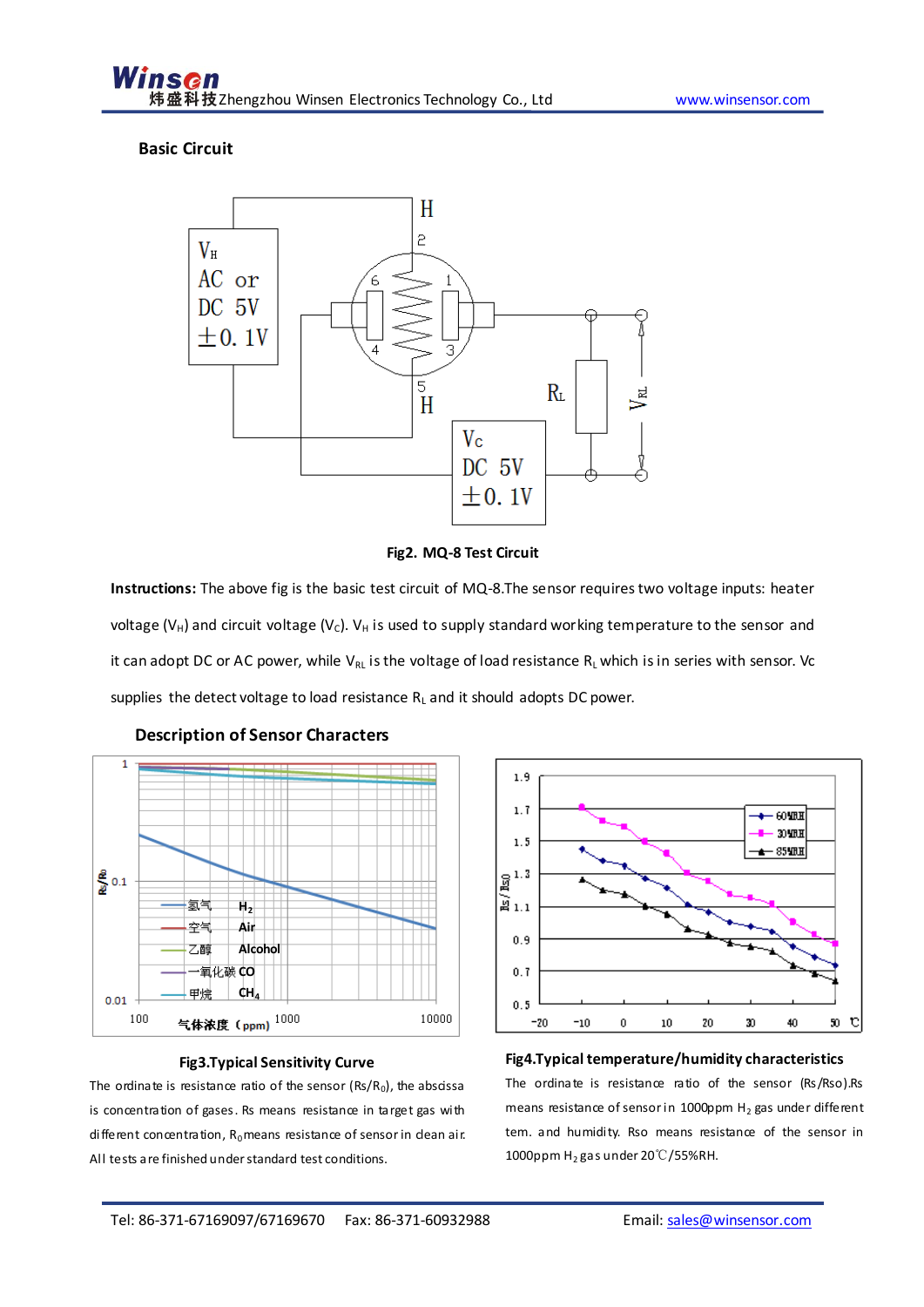## Basic Circuit

Fig2. MQ-8 Test Circuit

**Instructions:** The above fig is the basic test circuit of MQ-8.The sensor requires two voltage inputs: heater voltage ($V_H$) and circuit voltage ($V_C$). $V_H$ is used to supply standard working temperature to the sensor and it can adopt DC or AC power, while $V_{RL}$ is the voltage of load resistance $R_L$ which is in series with sensor. Vc supplies the detect voltage to load resistance $R_L$ and it should adopts DC power.

## Description of Sensor Characters

**Fig3.Typical Sensitivity Curve**

The ordinate is resistance ratio of the sensor ($Rs/R_0$), the abscissa is concentration of gases. Rs means resistance in target gas with different concentration, $R_0$ means resistance of sensor in clean air. All tests are finished under standard test conditions.

**Fig4.Typical temperature/humidity characteristics**

The ordinate is resistance ratio of the sensor (Rs/Rso).Rs means resistance of sensor in 1000ppm $H_2$ gas under different tem. and humidity. Rso means resistance of the sensor in 1000ppm $H_2$ gas under 20℃/55%RH.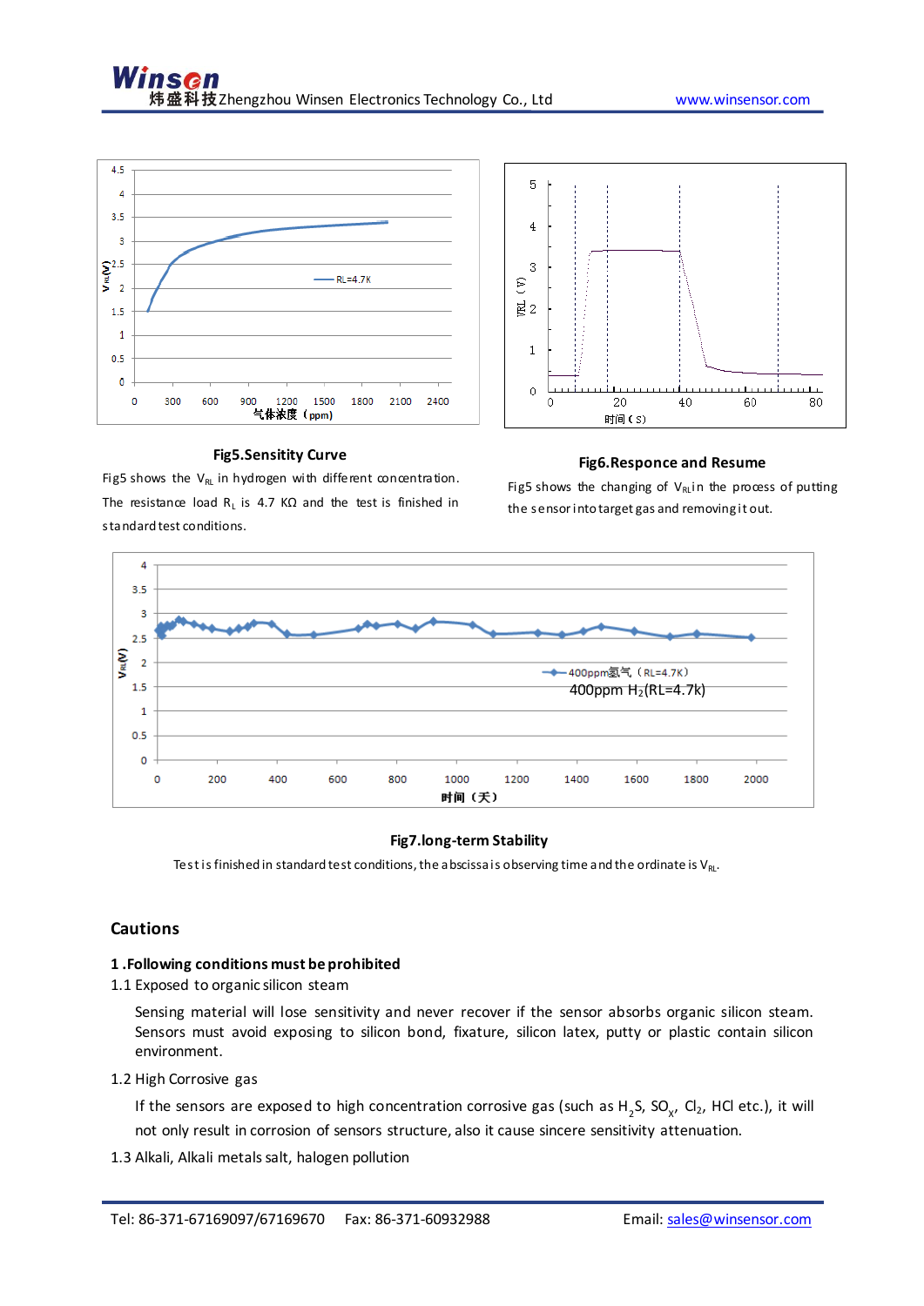**Fig5.Sensitity Curve**

Fig5 shows the $V_{RL}$ in hydrogen with different concentration. The resistance load $R_L$ is 4.7 KΩ and the test is finished in standard test conditions.

**Fig6.Responce and Resume**

Fig5 shows the changing of $V_{RL}$ in the process of putting the sensor into target gas and removing it out.

**Fig7.long-term Stability**

Test is finished in standard test conditions, the abscissa is observing time and the ordinate is $V_{RL}$.

## Cautions

**1 .Following conditions must be prohibited**

1.1 Exposed to organic silicon steam

Sensing material will lose sensitivity and never recover if the sensor absorbs organic silicon steam. Sensors must avoid exposing to silicon bond, fixature, silicon latex, putty or plastic contain silicon environment.

1.2 High Corrosive gas

If the sensors are exposed to high concentration corrosive gas (such as $H_2S$, $SO_x$, $Cl_2$, HCl etc.), it will not only result in corrosion of sensors structure, also it cause sincere sensitivity attenuation.

1.3 Alkali, Alkali metals salt, halogen pollution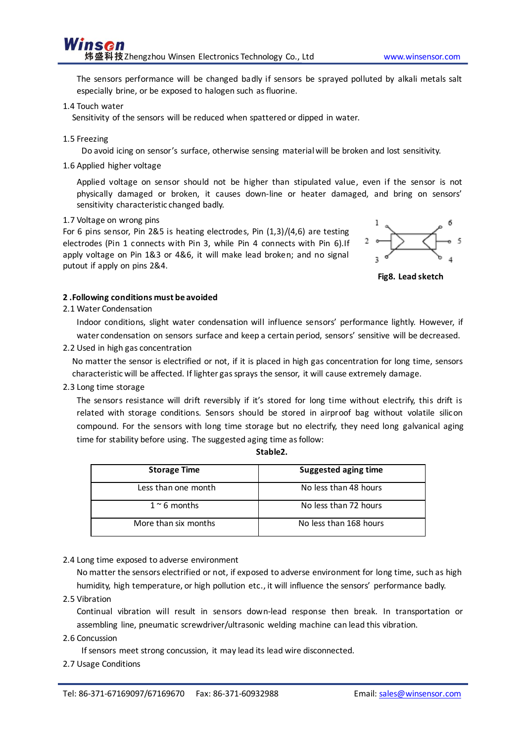The sensors performance will be changed badly if sensors be sprayed polluted by alkali metals salt especially brine, or be exposed to halogen such as fluorine.

1.4 Touch water

Sensitivity of the sensors will be reduced when spattered or dipped in water.

1.5 Freezing

Do avoid icing on sensor's surface, otherwise sensing material will be broken and lost sensitivity.

1.6 Applied higher voltage

Applied voltage on sensor should not be higher than stipulated value, even if the sensor is not physically damaged or broken, it causes down-line or heater damaged, and bring on sensors' sensitivity characteristic changed badly.

1.7 Voltage on wrong pins

For 6 pins sensor, Pin 2&5 is heating electrodes, Pin (1,3)/(4,6) are testing electrodes (Pin 1 connects with Pin 3, while Pin 4 connects with Pin 6).If apply voltage on Pin 1&3 or 4&6, it will make lead broken; and no signal putout if apply on pins 2&4.

**Fig8. Lead sketch**

**2 .Following conditions must be avoided**

2.1 Water Condensation

Indoor conditions, slight water condensation will influence sensors' performance lightly. However, if water condensation on sensors surface and keep a certain period, sensors' sensitive will be decreased.

2.2 Used in high gas concentration

No matter the sensor is electrified or not, if it is placed in high gas concentration for long time, sensors characteristic will be affected. If lighter gas sprays the sensor, it will cause extremely damage.

2.3 Long time storage

The sensors resistance will drift reversibly if it's stored for long time without electrify, this drift is related with storage conditions. Sensors should be stored in airproof bag without volatile silicon compound. For the sensors with long time storage but no electrify, they need long galvanical aging time for stability before using. The suggested aging time as follow:

**Stable2.**

| Storage Time | Suggested aging time |
| --- | --- |
| Less than one month | No less than 48 hours |
| 1 ~ 6 months | No less than 72 hours |
| More than six months | No less than 168 hours |

2.4 Long time exposed to adverse environment

No matter the sensors electrified or not, if exposed to adverse environment for long time, such as high humidity, high temperature, or high pollution etc., it will influence the sensors' performance badly.

2.5 Vibration

Continual vibration will result in sensors down-lead response then break. In transportation or assembling line, pneumatic screwdriver/ultrasonic welding machine can lead this vibration.

2.6 Concussion

If sensors meet strong concussion, it may lead its lead wire disconnected.

2.7 Usage Conditions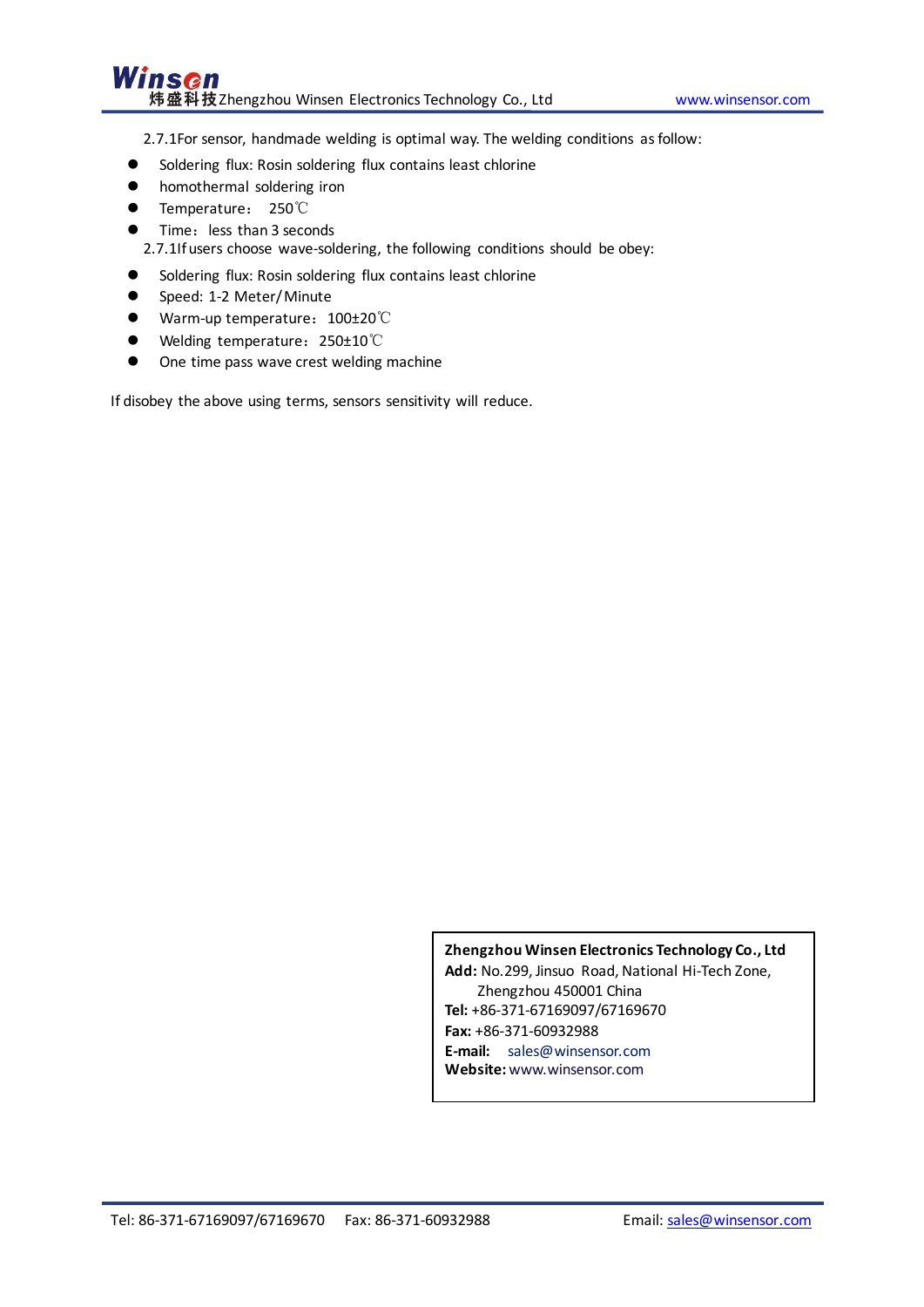2.7.1For sensor, handmade welding is optimal way. The welding conditions as follow:

- Soldering flux: Rosin soldering flux contains least chlorine
- homothermal soldering iron
- Temperature： 250℃
- Time：less than 3 seconds

2.7.1If users choose wave-soldering, the following conditions should be obey:

- Soldering flux: Rosin soldering flux contains least chlorine
- Speed: 1-2 Meter/Minute
- Warm-up temperature：100±20℃
- Welding temperature：250±10℃
- One time pass wave crest welding machine

If disobey the above using terms, sensors sensitivity will reduce.

**Zhengzhou Winsen Electronics Technology Co., Ltd**
**Add:** No.299, Jinsuo Road, National Hi-Tech Zone,
Zhengzhou 450001 China
**Tel:** +86-371-67169097/67169670
**Fax:** +86-371-60932988
**E-mail:** sales@winsensor.com
**Website:** www.winsensor.com